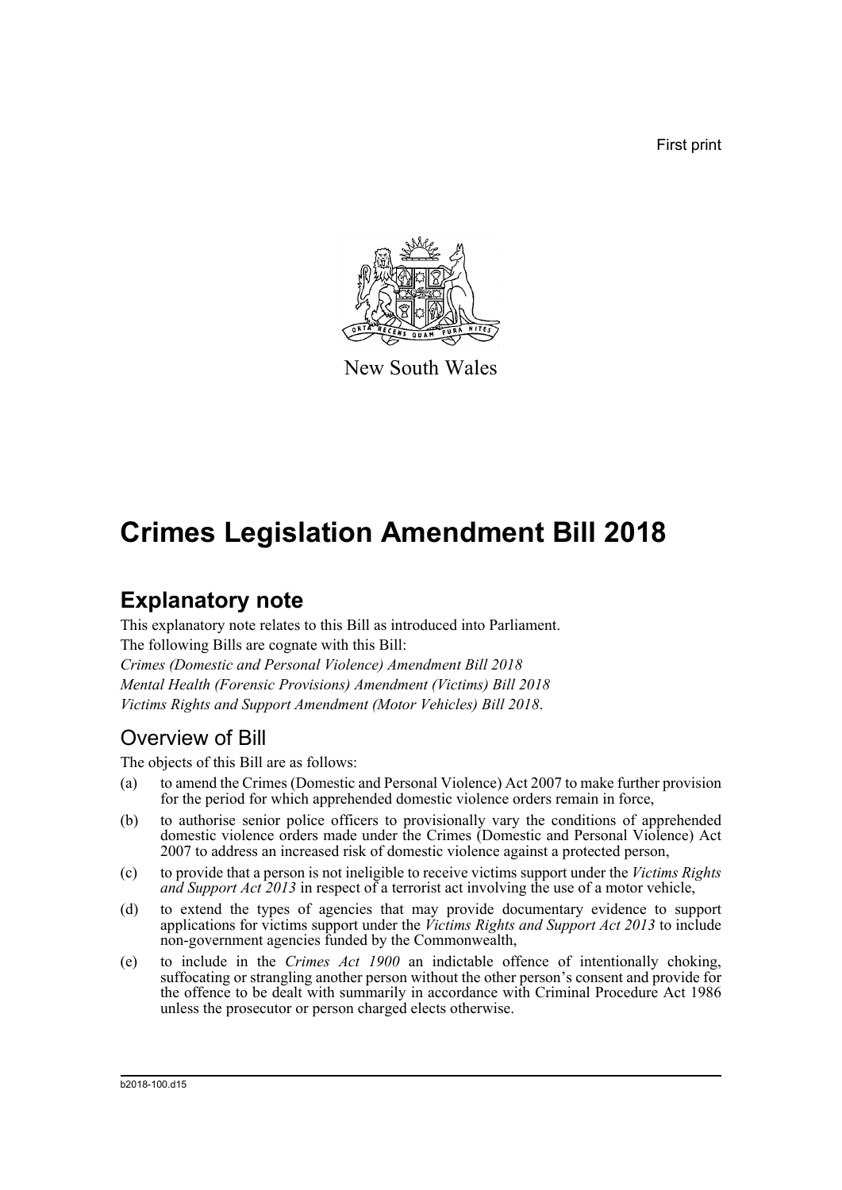First print

New South Wales

# Crimes Legislation Amendment Bill 2018

## Explanatory note

This explanatory note relates to this Bill as introduced into Parliament.

The following Bills are cognate with this Bill:

*Crimes (Domestic and Personal Violence) Amendment Bill 2018*

*Mental Health (Forensic Provisions) Amendment (Victims) Bill 2018*

*Victims Rights and Support Amendment (Motor Vehicles) Bill 2018*.

### Overview of Bill

The objects of this Bill are as follows:

(a) to amend the Crimes (Domestic and Personal Violence) Act 2007 to make further provision for the period for which apprehended domestic violence orders remain in force,

(b) to authorise senior police officers to provisionally vary the conditions of apprehended domestic violence orders made under the Crimes (Domestic and Personal Violence) Act 2007 to address an increased risk of domestic violence against a protected person,

(c) to provide that a person is not ineligible to receive victims support under the *Victims Rights and Support Act 2013* in respect of a terrorist act involving the use of a motor vehicle,

(d) to extend the types of agencies that may provide documentary evidence to support applications for victims support under the *Victims Rights and Support Act 2013* to include non-government agencies funded by the Commonwealth,

(e) to include in the *Crimes Act 1900* an indictable offence of intentionally choking, suffocating or strangling another person without the other person's consent and provide for the offence to be dealt with summarily in accordance with Criminal Procedure Act 1986 unless the prosecutor or person charged elects otherwise.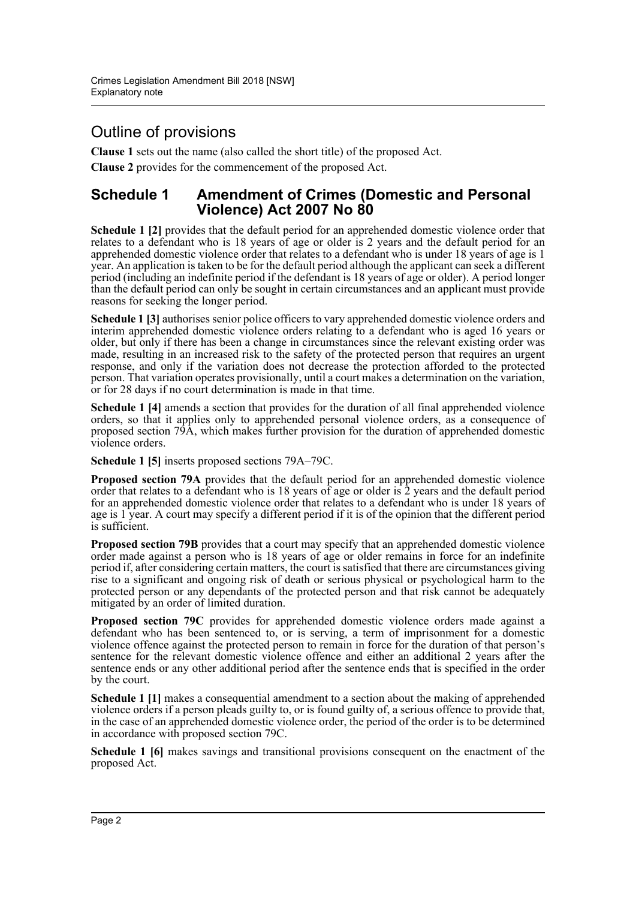## Outline of provisions

**Clause 1** sets out the name (also called the short title) of the proposed Act.

**Clause 2** provides for the commencement of the proposed Act.

### Schedule 1 Amendment of Crimes (Domestic and Personal Violence) Act 2007 No 80

**Schedule 1 [2]** provides that the default period for an apprehended domestic violence order that relates to a defendant who is 18 years of age or older is 2 years and the default period for an apprehended domestic violence order that relates to a defendant who is under 18 years of age is 1 year. An application is taken to be for the default period although the applicant can seek a different period (including an indefinite period if the defendant is 18 years of age or older). A period longer than the default period can only be sought in certain circumstances and an applicant must provide reasons for seeking the longer period.

**Schedule 1 [3]** authorises senior police officers to vary apprehended domestic violence orders and interim apprehended domestic violence orders relating to a defendant who is aged 16 years or older, but only if there has been a change in circumstances since the relevant existing order was made, resulting in an increased risk to the safety of the protected person that requires an urgent response, and only if the variation does not decrease the protection afforded to the protected person. That variation operates provisionally, until a court makes a determination on the variation, or for 28 days if no court determination is made in that time.

**Schedule 1 [4]** amends a section that provides for the duration of all final apprehended violence orders, so that it applies only to apprehended personal violence orders, as a consequence of proposed section 79A, which makes further provision for the duration of apprehended domestic violence orders.

**Schedule 1 [5]** inserts proposed sections 79A–79C.

**Proposed section 79A** provides that the default period for an apprehended domestic violence order that relates to a defendant who is 18 years of age or older is 2 years and the default period for an apprehended domestic violence order that relates to a defendant who is under 18 years of age is 1 year. A court may specify a different period if it is of the opinion that the different period is sufficient.

**Proposed section 79B** provides that a court may specify that an apprehended domestic violence order made against a person who is 18 years of age or older remains in force for an indefinite period if, after considering certain matters, the court is satisfied that there are circumstances giving rise to a significant and ongoing risk of death or serious physical or psychological harm to the protected person or any dependants of the protected person and that risk cannot be adequately mitigated by an order of limited duration.

**Proposed section 79C** provides for apprehended domestic violence orders made against a defendant who has been sentenced to, or is serving, a term of imprisonment for a domestic violence offence against the protected person to remain in force for the duration of that person's sentence for the relevant domestic violence offence and either an additional 2 years after the sentence ends or any other additional period after the sentence ends that is specified in the order by the court.

**Schedule 1 [1]** makes a consequential amendment to a section about the making of apprehended violence orders if a person pleads guilty to, or is found guilty of, a serious offence to provide that, in the case of an apprehended domestic violence order, the period of the order is to be determined in accordance with proposed section 79C.

**Schedule 1 [6]** makes savings and transitional provisions consequent on the enactment of the proposed Act.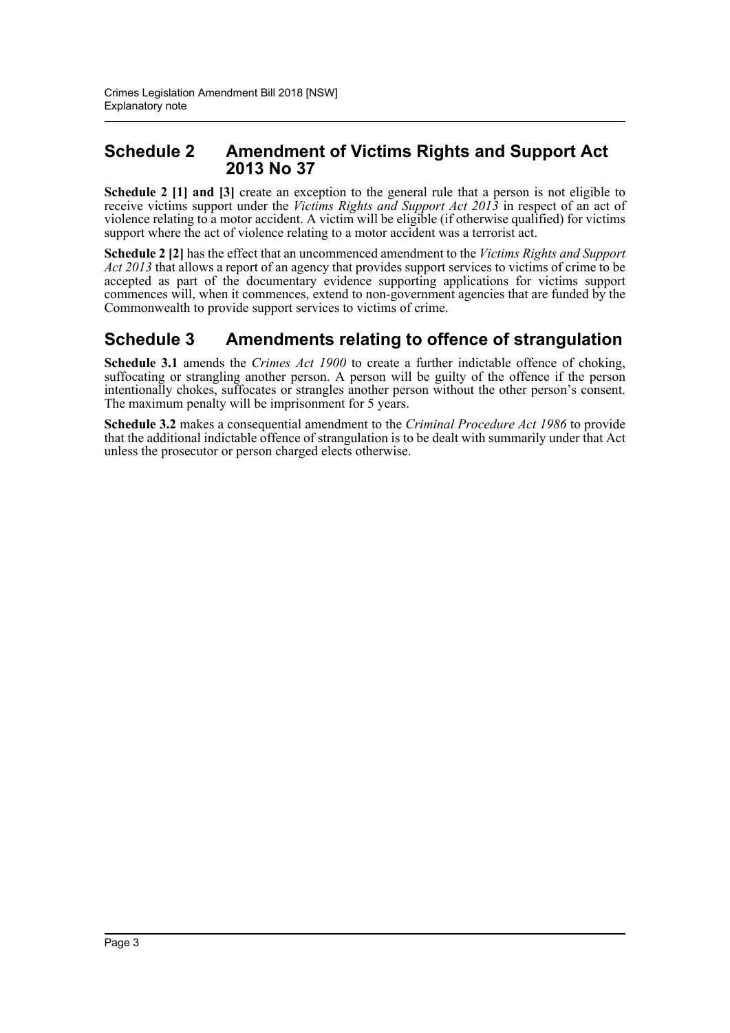## Schedule 2 Amendment of Victims Rights and Support Act 2013 No 37

**Schedule 2 [1] and [3]** create an exception to the general rule that a person is not eligible to receive victims support under the *Victims Rights and Support Act 2013* in respect of an act of violence relating to a motor accident. A victim will be eligible (if otherwise qualified) for victims support where the act of violence relating to a motor accident was a terrorist act.

**Schedule 2 [2]** has the effect that an uncommenced amendment to the *Victims Rights and Support Act 2013* that allows a report of an agency that provides support services to victims of crime to be accepted as part of the documentary evidence supporting applications for victims support commences will, when it commences, extend to non-government agencies that are funded by the Commonwealth to provide support services to victims of crime.

## Schedule 3 Amendments relating to offence of strangulation

**Schedule 3.1** amends the *Crimes Act 1900* to create a further indictable offence of choking, suffocating or strangling another person. A person will be guilty of the offence if the person intentionally chokes, suffocates or strangles another person without the other person's consent. The maximum penalty will be imprisonment for 5 years.

**Schedule 3.2** makes a consequential amendment to the *Criminal Procedure Act 1986* to provide that the additional indictable offence of strangulation is to be dealt with summarily under that Act unless the prosecutor or person charged elects otherwise.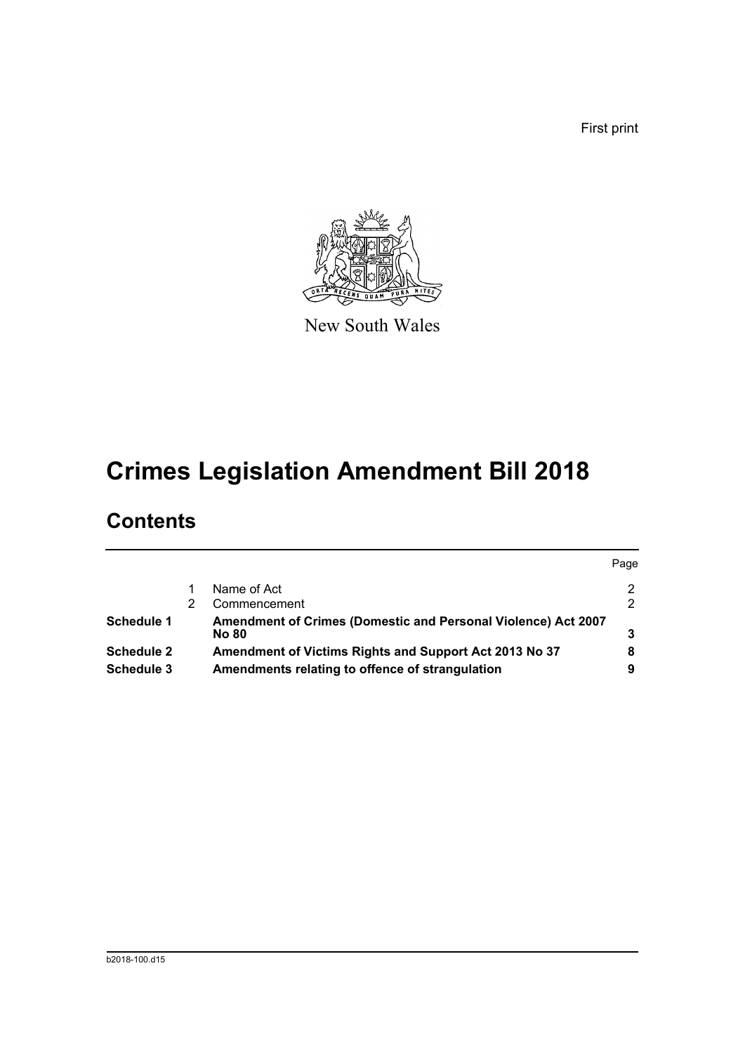First print

New South Wales

# Crimes Legislation Amendment Bill 2018

## Contents

| | | | Page |
|---|---|---|---|
| | 1 | Name of Act | 2 |
| | 2 | Commencement | 2 |
| **Schedule 1** | | **Amendment of Crimes (Domestic and Personal Violence) Act 2007 No 80** | **3** |
| **Schedule 2** | | **Amendment of Victims Rights and Support Act 2013 No 37** | **8** |
| **Schedule 3** | | **Amendments relating to offence of strangulation** | **9** |

b2018-100.d15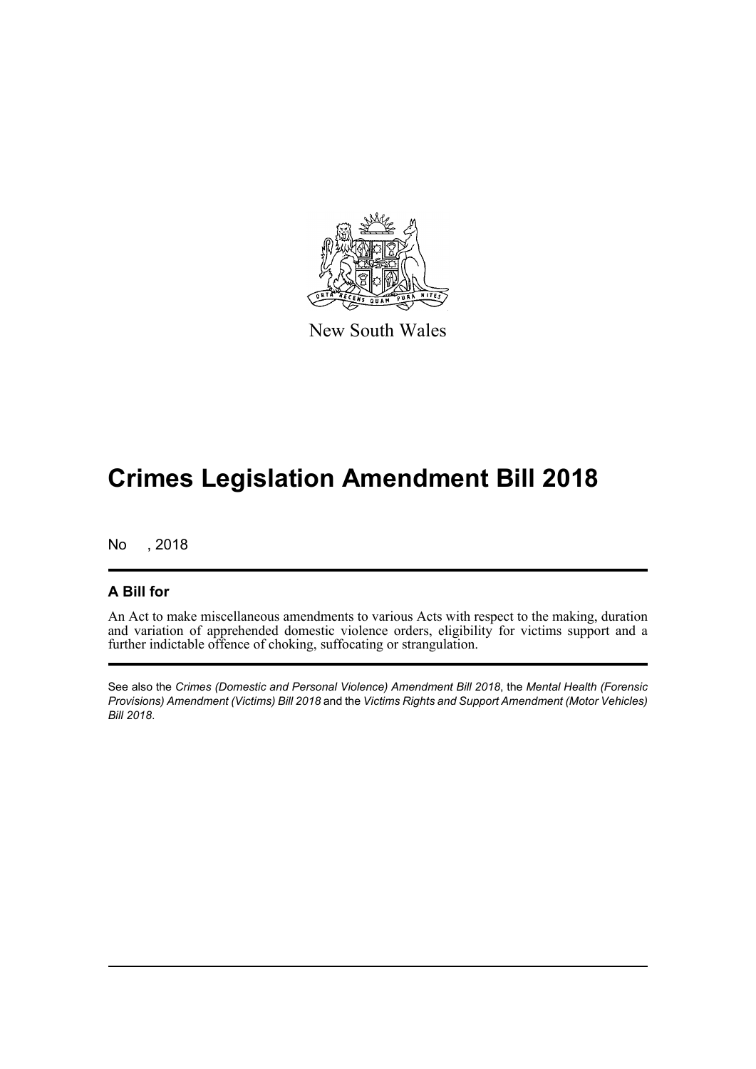New South Wales

# Crimes Legislation Amendment Bill 2018

No , 2018

## A Bill for

An Act to make miscellaneous amendments to various Acts with respect to the making, duration and variation of apprehended domestic violence orders, eligibility for victims support and a further indictable offence of choking, suffocating or strangulation.

See also the *Crimes (Domestic and Personal Violence) Amendment Bill 2018*, the *Mental Health (Forensic Provisions) Amendment (Victims) Bill 2018* and the *Victims Rights and Support Amendment (Motor Vehicles) Bill 2018*.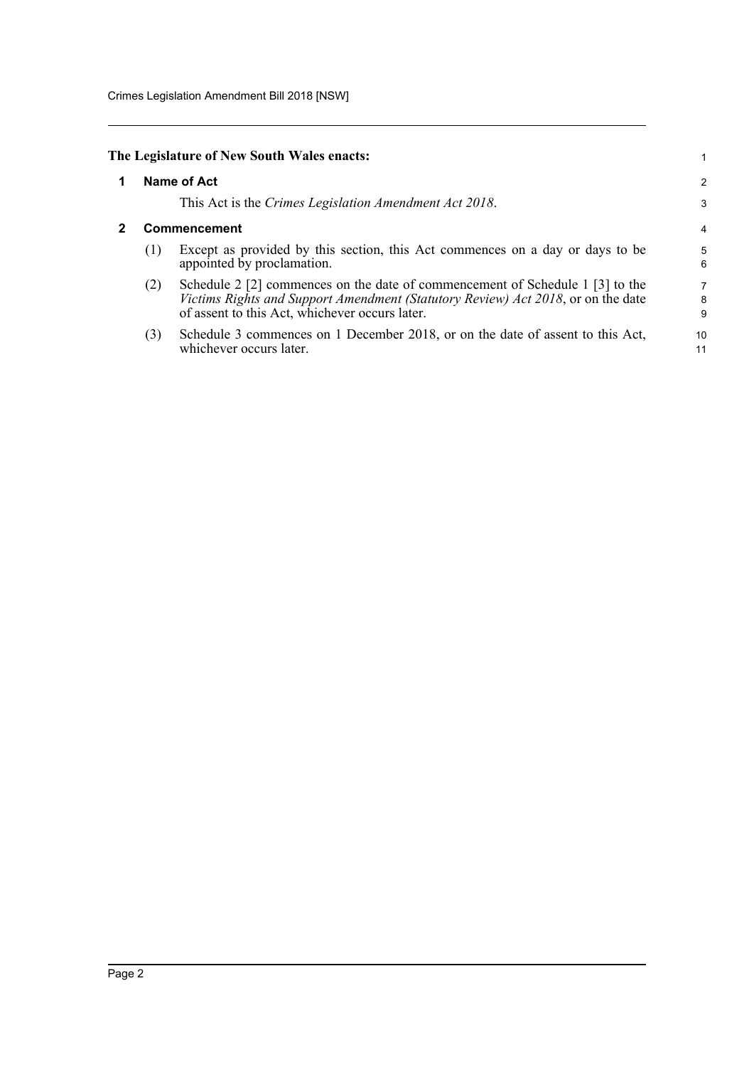**The Legislature of New South Wales enacts:**

## 1 Name of Act

This Act is the *Crimes Legislation Amendment Act 2018*.

## 2 Commencement

(1) Except as provided by this section, this Act commences on a day or days to be appointed by proclamation.

(2) Schedule 2 [2] commences on the date of commencement of Schedule 1 [3] to the *Victims Rights and Support Amendment (Statutory Review) Act 2018*, or on the date of assent to this Act, whichever occurs later.

(3) Schedule 3 commences on 1 December 2018, or on the date of assent to this Act, whichever occurs later.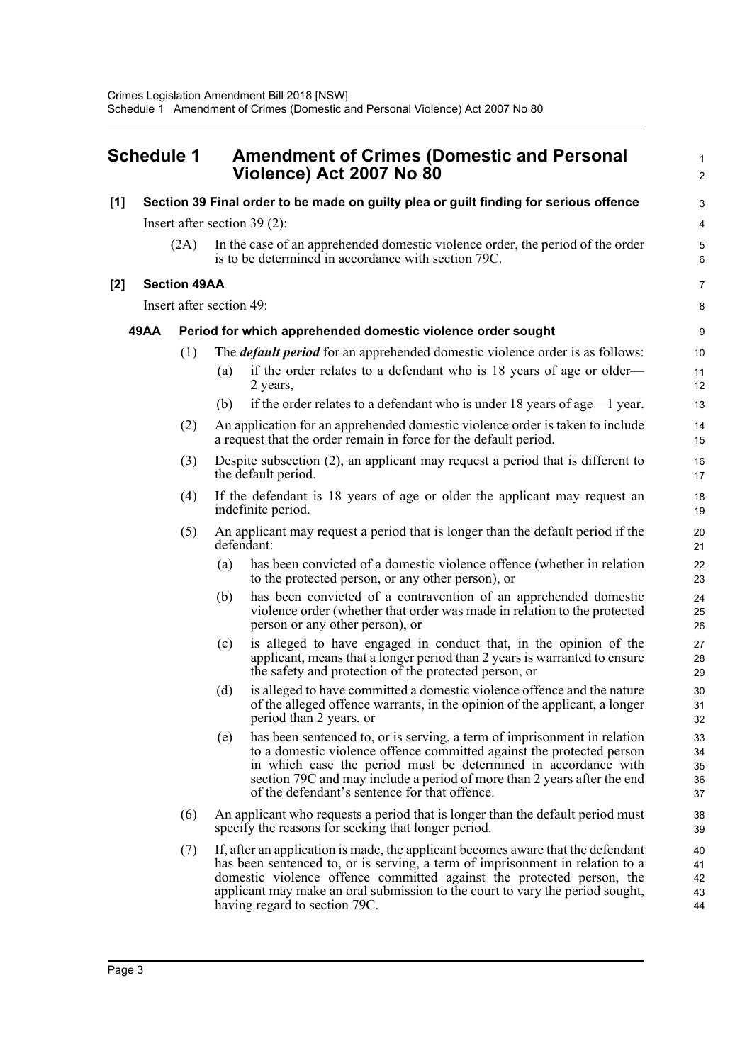## Schedule 1 Amendment of Crimes (Domestic and Personal Violence) Act 2007 No 80

### [1] Section 39 Final order to be made on guilty plea or guilt finding for serious offence

Insert after section 39 (2):

(2A) In the case of an apprehended domestic violence order, the period of the order is to be determined in accordance with section 79C.

### [2] Section 49AA

Insert after section 49:

#### 49AA Period for which apprehended domestic violence order sought

(1) The ***default period*** for an apprehended domestic violence order is as follows:

(a) if the order relates to a defendant who is 18 years of age or older—2 years,

(b) if the order relates to a defendant who is under 18 years of age—1 year.

(2) An application for an apprehended domestic violence order is taken to include a request that the order remain in force for the default period.

(3) Despite subsection (2), an applicant may request a period that is different to the default period.

(4) If the defendant is 18 years of age or older the applicant may request an indefinite period.

(5) An applicant may request a period that is longer than the default period if the defendant:

(a) has been convicted of a domestic violence offence (whether in relation to the protected person, or any other person), or

(b) has been convicted of a contravention of an apprehended domestic violence order (whether that order was made in relation to the protected person or any other person), or

(c) is alleged to have engaged in conduct that, in the opinion of the applicant, means that a longer period than 2 years is warranted to ensure the safety and protection of the protected person, or

(d) is alleged to have committed a domestic violence offence and the nature of the alleged offence warrants, in the opinion of the applicant, a longer period than 2 years, or

(e) has been sentenced to, or is serving, a term of imprisonment in relation to a domestic violence offence committed against the protected person in which case the period must be determined in accordance with section 79C and may include a period of more than 2 years after the end of the defendant's sentence for that offence.

(6) An applicant who requests a period that is longer than the default period must specify the reasons for seeking that longer period.

(7) If, after an application is made, the applicant becomes aware that the defendant has been sentenced to, or is serving, a term of imprisonment in relation to a domestic violence offence committed against the protected person, the applicant may make an oral submission to the court to vary the period sought, having regard to section 79C.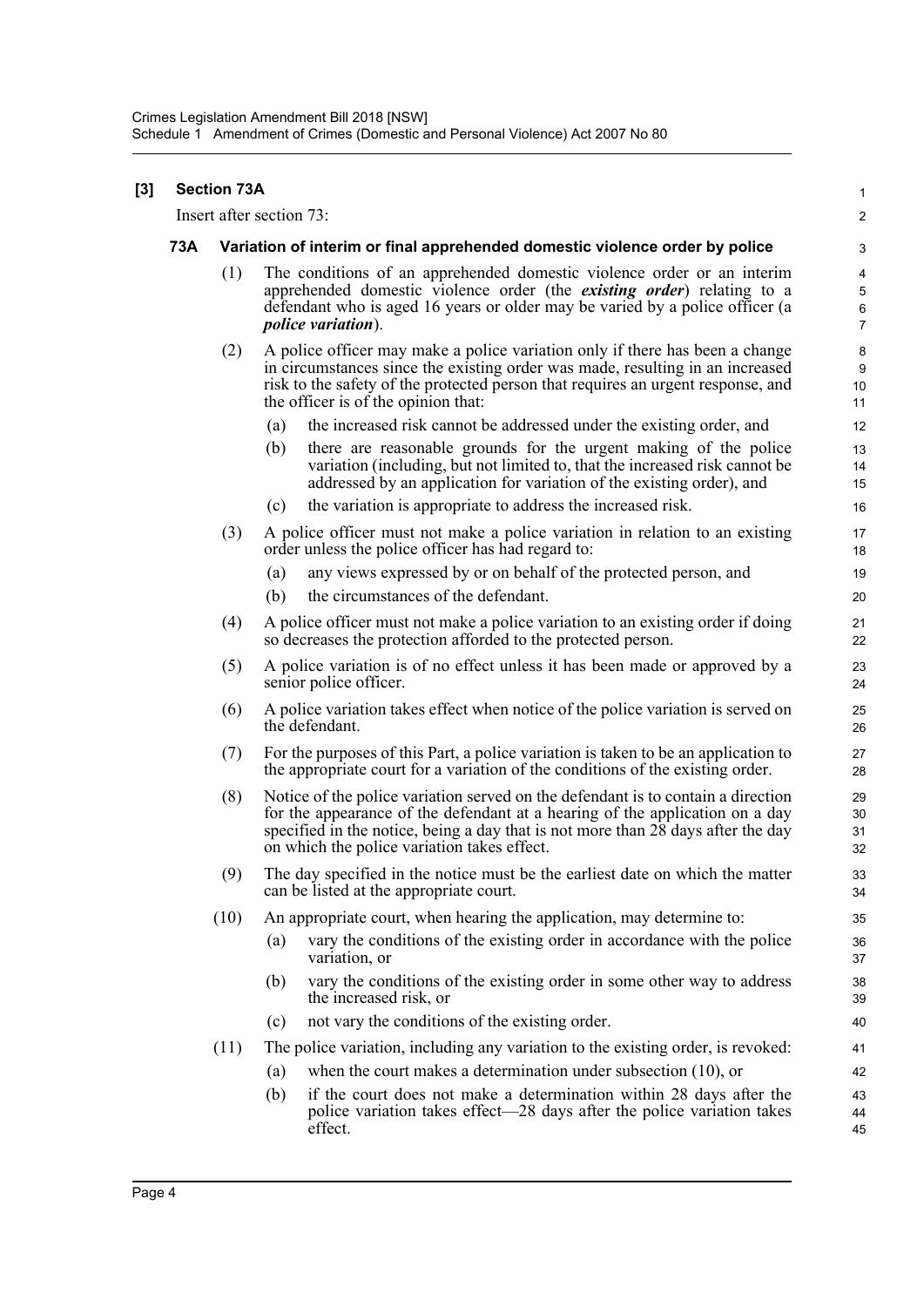**[3] Section 73A**

Insert after section 73:

### 73A Variation of interim or final apprehended domestic violence order by police

(1) The conditions of an apprehended domestic violence order or an interim apprehended domestic violence order (the ***existing order***) relating to a defendant who is aged 16 years or older may be varied by a police officer (a ***police variation***).

(2) A police officer may make a police variation only if there has been a change in circumstances since the existing order was made, resulting in an increased risk to the safety of the protected person that requires an urgent response, and the officer is of the opinion that:

- (a) the increased risk cannot be addressed under the existing order, and
- (b) there are reasonable grounds for the urgent making of the police variation (including, but not limited to, that the increased risk cannot be addressed by an application for variation of the existing order), and
- (c) the variation is appropriate to address the increased risk.

(3) A police officer must not make a police variation in relation to an existing order unless the police officer has had regard to:

- (a) any views expressed by or on behalf of the protected person, and
- (b) the circumstances of the defendant.

(4) A police officer must not make a police variation to an existing order if doing so decreases the protection afforded to the protected person.

(5) A police variation is of no effect unless it has been made or approved by a senior police officer.

(6) A police variation takes effect when notice of the police variation is served on the defendant.

(7) For the purposes of this Part, a police variation is taken to be an application to the appropriate court for a variation of the conditions of the existing order.

(8) Notice of the police variation served on the defendant is to contain a direction for the appearance of the defendant at a hearing of the application on a day specified in the notice, being a day that is not more than 28 days after the day on which the police variation takes effect.

(9) The day specified in the notice must be the earliest date on which the matter can be listed at the appropriate court.

(10) An appropriate court, when hearing the application, may determine to:

- (a) vary the conditions of the existing order in accordance with the police variation, or
- (b) vary the conditions of the existing order in some other way to address the increased risk, or
- (c) not vary the conditions of the existing order.

(11) The police variation, including any variation to the existing order, is revoked:

- (a) when the court makes a determination under subsection (10), or
- (b) if the court does not make a determination within 28 days after the police variation takes effect—28 days after the police variation takes effect.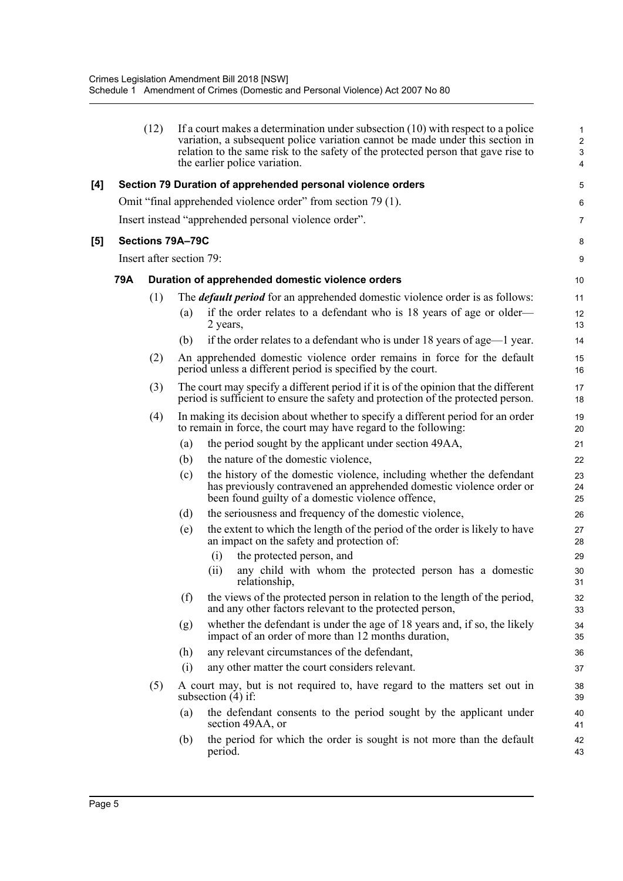(12) If a court makes a determination under subsection (10) with respect to a police variation, a subsequent police variation cannot be made under this section in relation to the same risk to the safety of the protected person that gave rise to the earlier police variation.

**[4] Section 79 Duration of apprehended personal violence orders**

Omit "final apprehended violence order" from section 79 (1).

Insert instead "apprehended personal violence order".

**[5] Sections 79A–79C**

Insert after section 79:

**79A Duration of apprehended domestic violence orders**

(1) The ***default period*** for an apprehended domestic violence order is as follows:

(a) if the order relates to a defendant who is 18 years of age or older—2 years,

(b) if the order relates to a defendant who is under 18 years of age—1 year.

(2) An apprehended domestic violence order remains in force for the default period unless a different period is specified by the court.

(3) The court may specify a different period if it is of the opinion that the different period is sufficient to ensure the safety and protection of the protected person.

(4) In making its decision about whether to specify a different period for an order to remain in force, the court may have regard to the following:

(a) the period sought by the applicant under section 49AA,

(b) the nature of the domestic violence,

(c) the history of the domestic violence, including whether the defendant has previously contravened an apprehended domestic violence order or been found guilty of a domestic violence offence,

(d) the seriousness and frequency of the domestic violence,

(e) the extent to which the length of the period of the order is likely to have an impact on the safety and protection of:

(i) the protected person, and

(ii) any child with whom the protected person has a domestic relationship,

(f) the views of the protected person in relation to the length of the period, and any other factors relevant to the protected person,

(g) whether the defendant is under the age of 18 years and, if so, the likely impact of an order of more than 12 months duration,

(h) any relevant circumstances of the defendant,

(i) any other matter the court considers relevant.

(5) A court may, but is not required to, have regard to the matters set out in subsection (4) if:

(a) the defendant consents to the period sought by the applicant under section 49AA, or

(b) the period for which the order is sought is not more than the default period.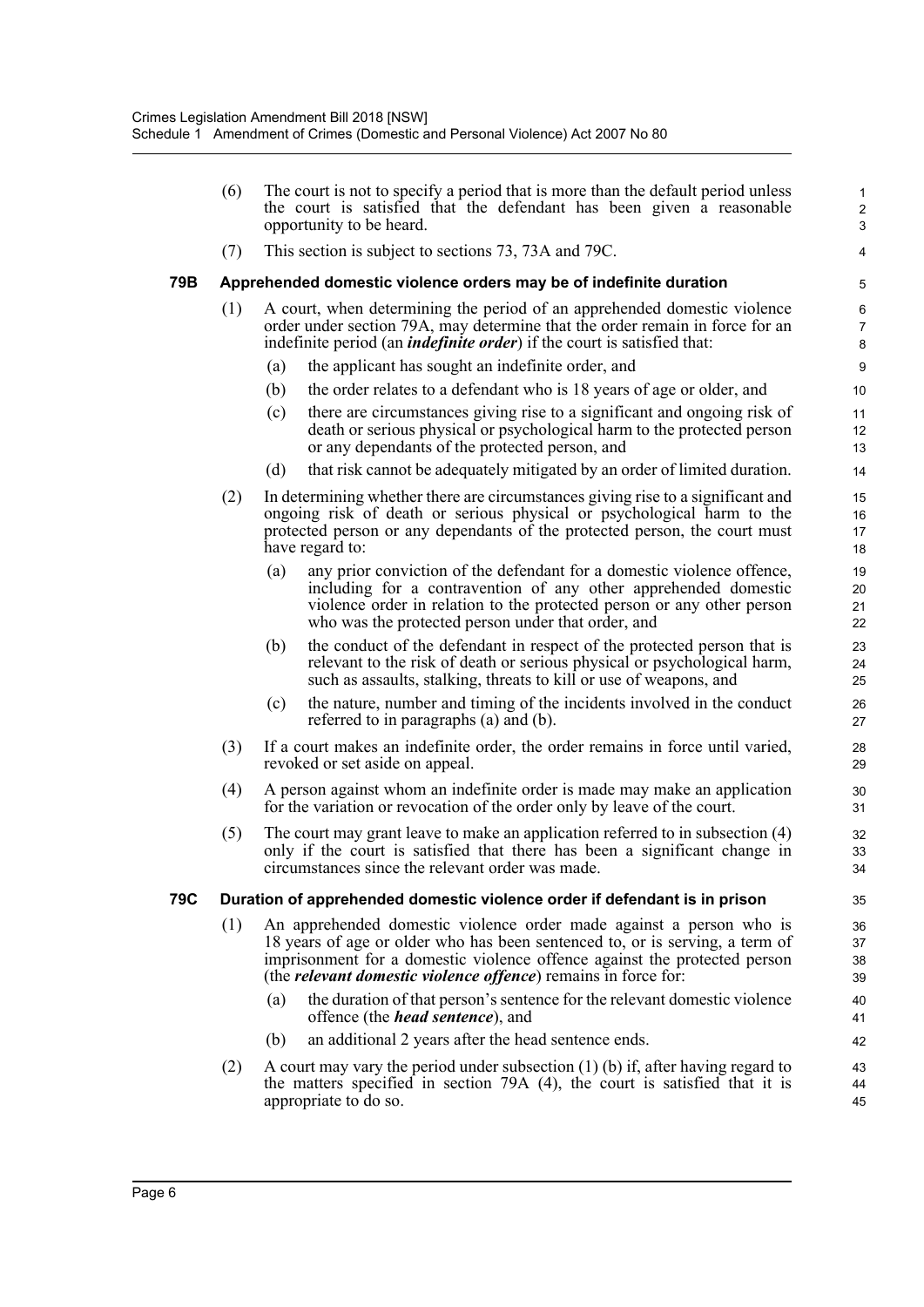(6) The court is not to specify a period that is more than the default period unless the court is satisfied that the defendant has been given a reasonable opportunity to be heard.

(7) This section is subject to sections 73, 73A and 79C.

### 79B Apprehended domestic violence orders may be of indefinite duration

(1) A court, when determining the period of an apprehended domestic violence order under section 79A, may determine that the order remain in force for an indefinite period (an ***indefinite order***) if the court is satisfied that:

- (a) the applicant has sought an indefinite order, and
- (b) the order relates to a defendant who is 18 years of age or older, and
- (c) there are circumstances giving rise to a significant and ongoing risk of death or serious physical or psychological harm to the protected person or any dependants of the protected person, and
- (d) that risk cannot be adequately mitigated by an order of limited duration.

(2) In determining whether there are circumstances giving rise to a significant and ongoing risk of death or serious physical or psychological harm to the protected person or any dependants of the protected person, the court must have regard to:

- (a) any prior conviction of the defendant for a domestic violence offence, including for a contravention of any other apprehended domestic violence order in relation to the protected person or any other person who was the protected person under that order, and
- (b) the conduct of the defendant in respect of the protected person that is relevant to the risk of death or serious physical or psychological harm, such as assaults, stalking, threats to kill or use of weapons, and
- (c) the nature, number and timing of the incidents involved in the conduct referred to in paragraphs (a) and (b).

(3) If a court makes an indefinite order, the order remains in force until varied, revoked or set aside on appeal.

(4) A person against whom an indefinite order is made may make an application for the variation or revocation of the order only by leave of the court.

(5) The court may grant leave to make an application referred to in subsection (4) only if the court is satisfied that there has been a significant change in circumstances since the relevant order was made.

### 79C Duration of apprehended domestic violence order if defendant is in prison

(1) An apprehended domestic violence order made against a person who is 18 years of age or older who has been sentenced to, or is serving, a term of imprisonment for a domestic violence offence against the protected person (the ***relevant domestic violence offence***) remains in force for:

- (a) the duration of that person's sentence for the relevant domestic violence offence (the ***head sentence***), and
- (b) an additional 2 years after the head sentence ends.

(2) A court may vary the period under subsection (1) (b) if, after having regard to the matters specified in section 79A (4), the court is satisfied that it is appropriate to do so.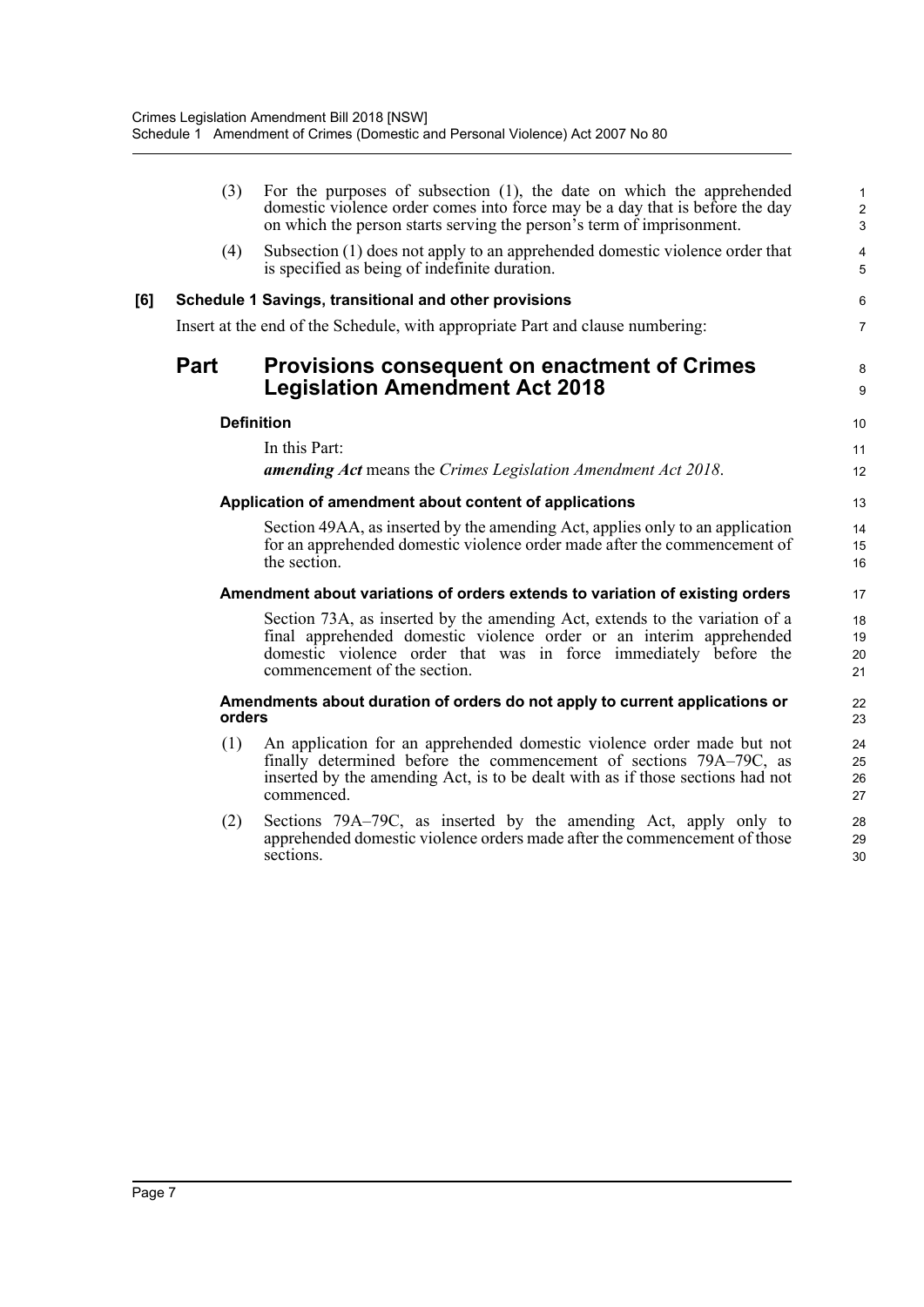(3) For the purposes of subsection (1), the date on which the apprehended domestic violence order comes into force may be a day that is before the day on which the person starts serving the person's term of imprisonment.

(4) Subsection (1) does not apply to an apprehended domestic violence order that is specified as being of indefinite duration.

**[6] Schedule 1 Savings, transitional and other provisions**

Insert at the end of the Schedule, with appropriate Part and clause numbering:

## Part Provisions consequent on enactment of Crimes Legislation Amendment Act 2018

### Definition

In this Part:

***amending Act*** means the *Crimes Legislation Amendment Act 2018*.

### Application of amendment about content of applications

Section 49AA, as inserted by the amending Act, applies only to an application for an apprehended domestic violence order made after the commencement of the section.

### Amendment about variations of orders extends to variation of existing orders

Section 73A, as inserted by the amending Act, extends to the variation of a final apprehended domestic violence order or an interim apprehended domestic violence order that was in force immediately before the commencement of the section.

### Amendments about duration of orders do not apply to current applications or orders

(1) An application for an apprehended domestic violence order made but not finally determined before the commencement of sections 79A–79C, as inserted by the amending Act, is to be dealt with as if those sections had not commenced.

(2) Sections 79A–79C, as inserted by the amending Act, apply only to apprehended domestic violence orders made after the commencement of those sections.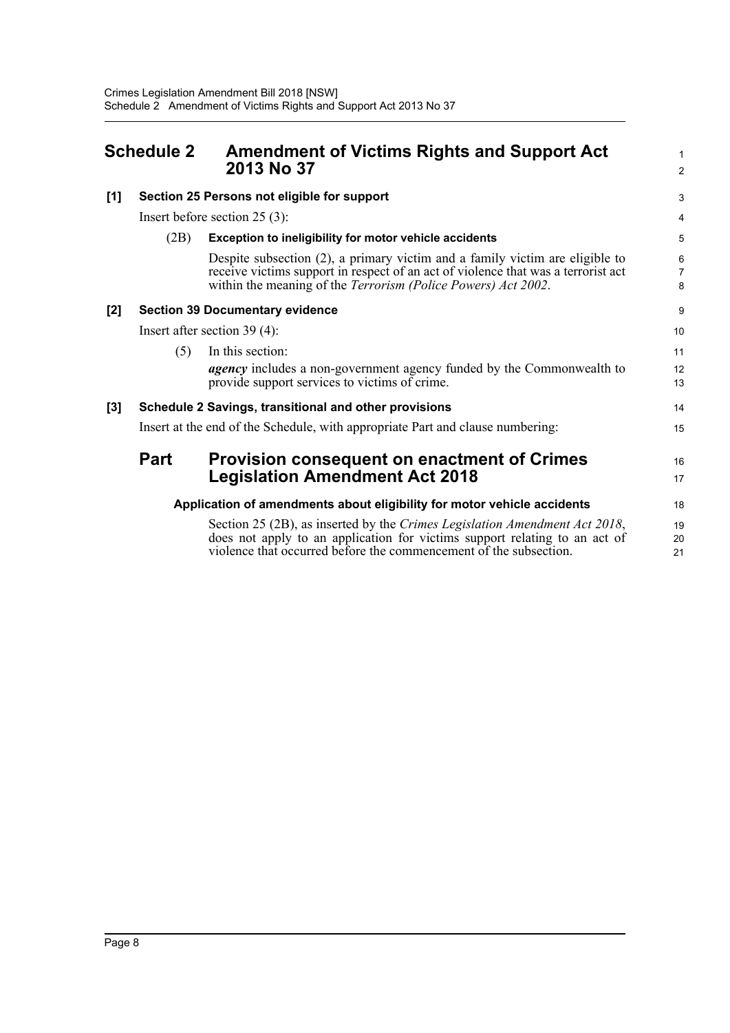## Schedule 2 Amendment of Victims Rights and Support Act 2013 No 37

**[1] Section 25 Persons not eligible for support**

Insert before section 25 (3):

(2B) **Exception to ineligibility for motor vehicle accidents**

Despite subsection (2), a primary victim and a family victim are eligible to receive victims support in respect of an act of violence that was a terrorist act within the meaning of the *Terrorism (Police Powers) Act 2002*.

**[2] Section 39 Documentary evidence**

Insert after section 39 (4):

(5) In this section:

***agency*** includes a non-government agency funded by the Commonwealth to provide support services to victims of crime.

**[3] Schedule 2 Savings, transitional and other provisions**

Insert at the end of the Schedule, with appropriate Part and clause numbering:

### Part Provision consequent on enactment of Crimes Legislation Amendment Act 2018

**Application of amendments about eligibility for motor vehicle accidents**

Section 25 (2B), as inserted by the *Crimes Legislation Amendment Act 2018*, does not apply to an application for victims support relating to an act of violence that occurred before the commencement of the subsection.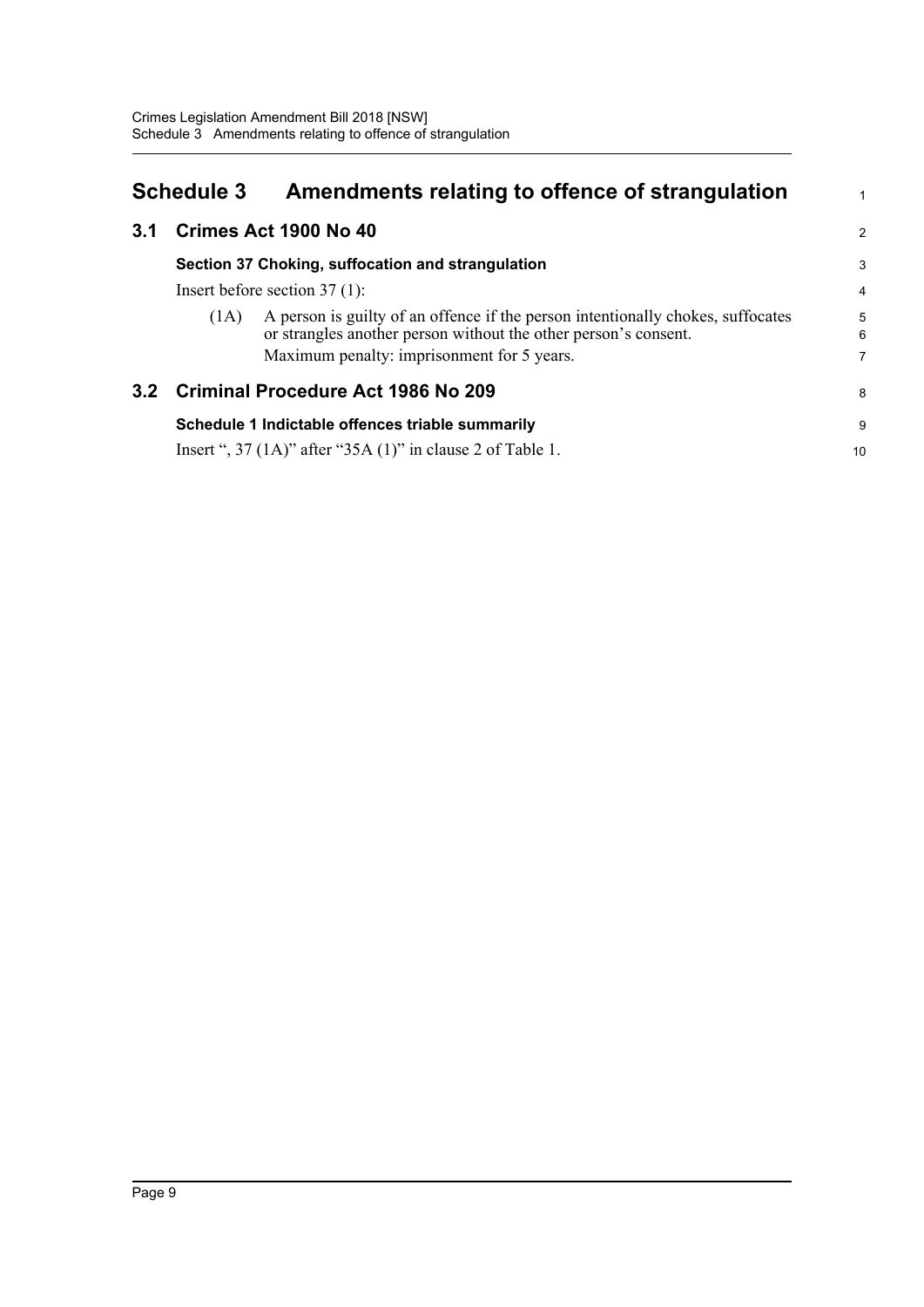# Schedule 3 Amendments relating to offence of strangulation

## 3.1 Crimes Act 1900 No 40

### Section 37 Choking, suffocation and strangulation

Insert before section 37 (1):

(1A) A person is guilty of an offence if the person intentionally chokes, suffocates or strangles another person without the other person's consent.

Maximum penalty: imprisonment for 5 years.

## 3.2 Criminal Procedure Act 1986 No 209

### Schedule 1 Indictable offences triable summarily

Insert ", 37 (1A)" after "35A (1)" in clause 2 of Table 1.